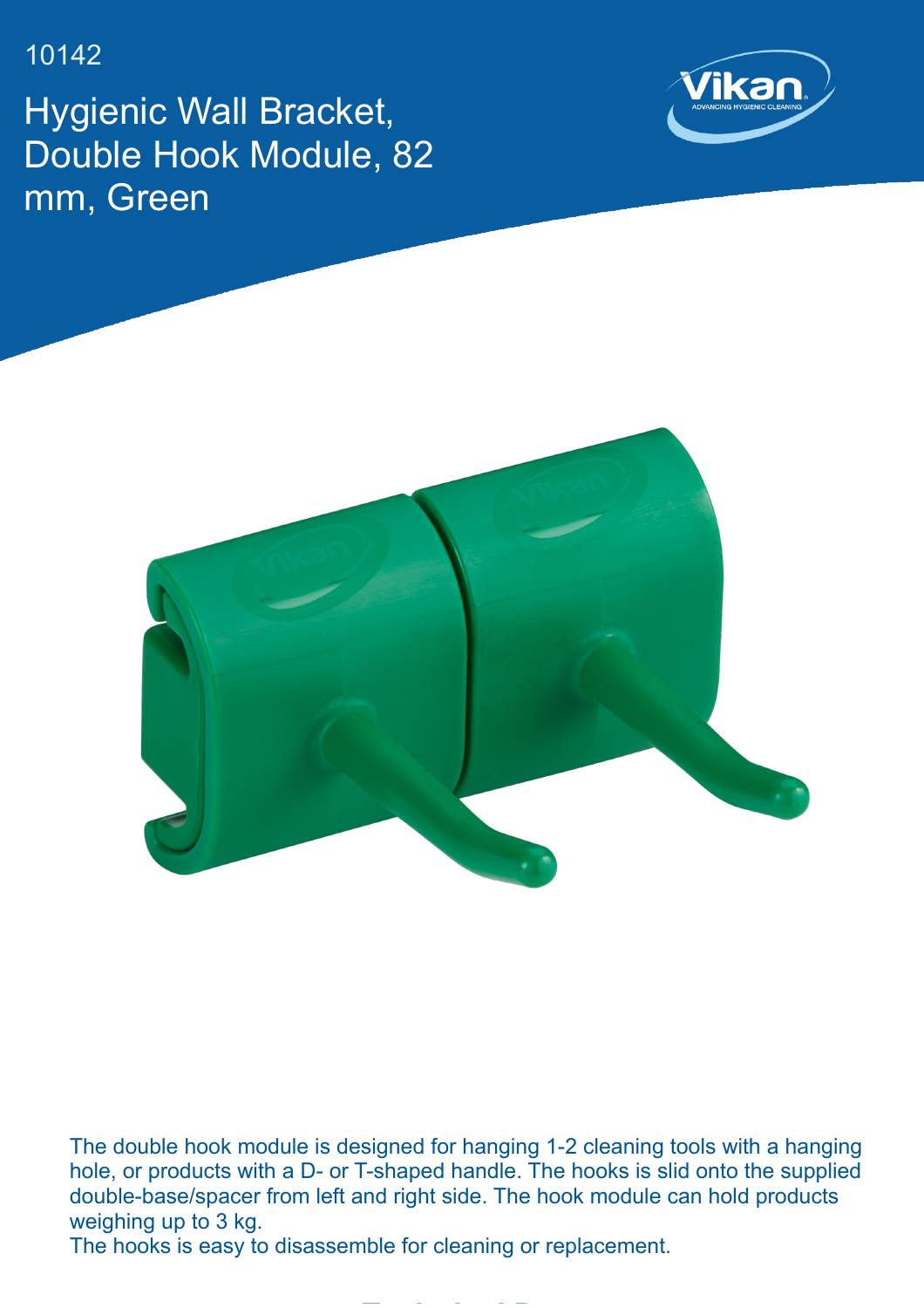10142

# Hygienic Wall Bracket, Double Hook Module, 82 mm, Green

The double hook module is designed for hanging 1-2 cleaning tools with a hanging hole, or products with a D- or T-shaped handle. The hooks is slid onto the supplied double-base/spacer from left and right side. The hook module can hold products weighing up to 3 kg.

The hooks is easy to disassemble for cleaning or replacement.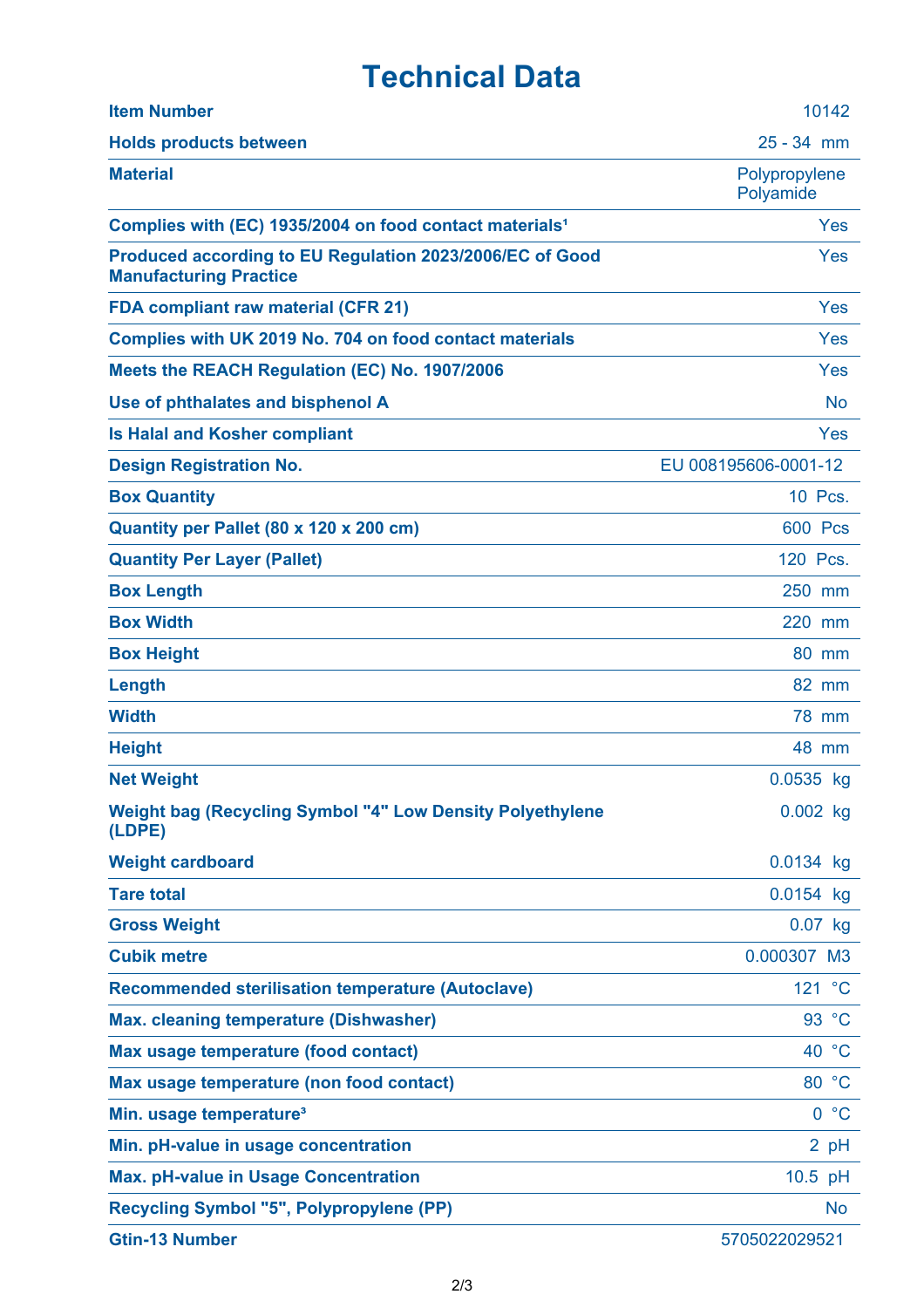# Technical Data

| | |
|---|---|
| **Item Number** | 10142 |
| **Holds products between** | 25 - 34 mm |
| **Material** | Polypropylene Polyamide |
| **Complies with (EC) 1935/2004 on food contact materials¹** | Yes |
| **Produced according to EU Regulation 2023/2006/EC of Good Manufacturing Practice** | Yes |
| **FDA compliant raw material (CFR 21)** | Yes |
| **Complies with UK 2019 No. 704 on food contact materials** | Yes |
| **Meets the REACH Regulation (EC) No. 1907/2006** | Yes |
| **Use of phthalates and bisphenol A** | No |
| **Is Halal and Kosher compliant** | Yes |
| **Design Registration No.** | EU 008195606-0001-12 |
| **Box Quantity** | 10 Pcs. |
| **Quantity per Pallet (80 x 120 x 200 cm)** | 600 Pcs |
| **Quantity Per Layer (Pallet)** | 120 Pcs. |
| **Box Length** | 250 mm |
| **Box Width** | 220 mm |
| **Box Height** | 80 mm |
| **Length** | 82 mm |
| **Width** | 78 mm |
| **Height** | 48 mm |
| **Net Weight** | 0.0535 kg |
| **Weight bag (Recycling Symbol "4" Low Density Polyethylene (LDPE)** | 0.002 kg |
| **Weight cardboard** | 0.0134 kg |
| **Tare total** | 0.0154 kg |
| **Gross Weight** | 0.07 kg |
| **Cubik metre** | 0.000307 M3 |
| **Recommended sterilisation temperature (Autoclave)** | 121 °C |
| **Max. cleaning temperature (Dishwasher)** | 93 °C |
| **Max usage temperature (food contact)** | 40 °C |
| **Max usage temperature (non food contact)** | 80 °C |
| **Min. usage temperature³** | 0 °C |
| **Min. pH-value in usage concentration** | 2 pH |
| **Max. pH-value in Usage Concentration** | 10.5 pH |
| **Recycling Symbol "5", Polypropylene (PP)** | No |
| **Gtin-13 Number** | 5705022029521 |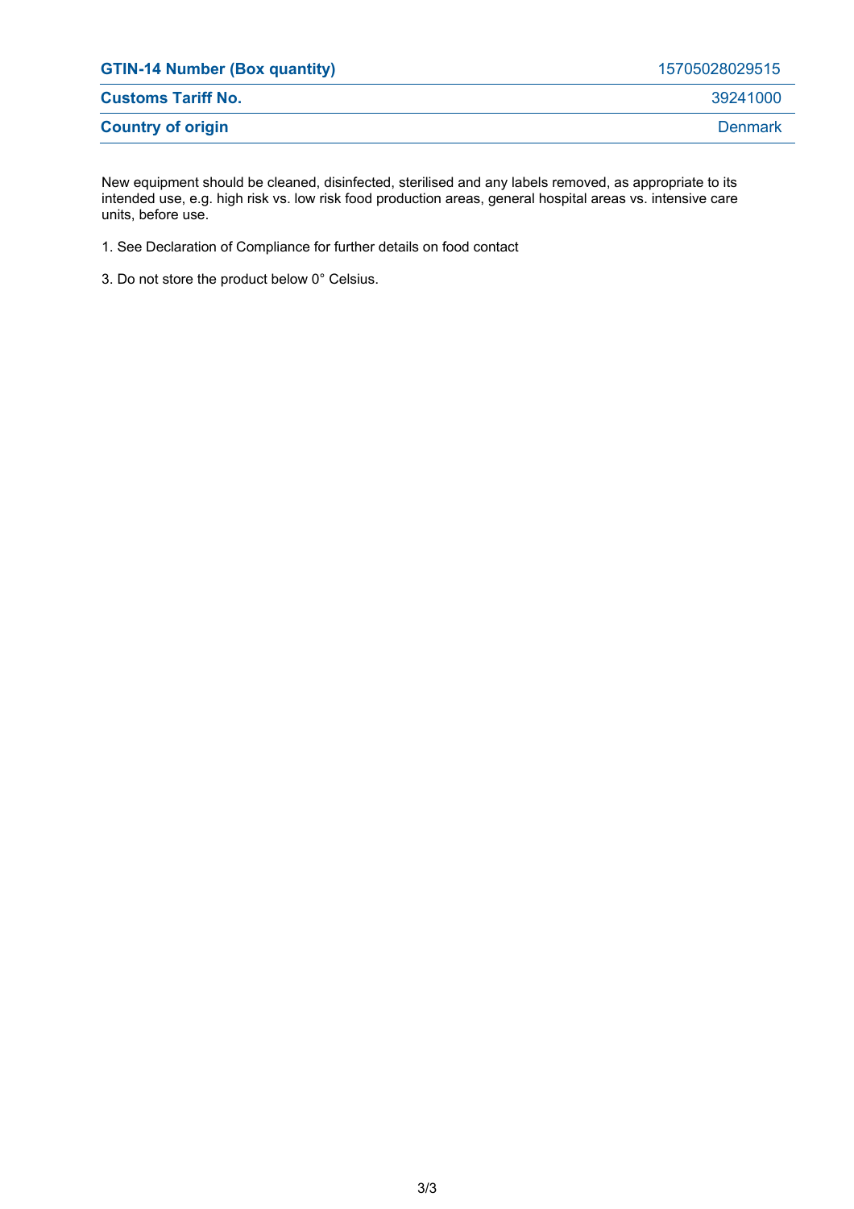| | |
|---|---|
| **GTIN-14 Number (Box quantity)** | 15705028029515 |
| **Customs Tariff No.** | 39241000 |
| **Country of origin** | Denmark |

New equipment should be cleaned, disinfected, sterilised and any labels removed, as appropriate to its intended use, e.g. high risk vs. low risk food production areas, general hospital areas vs. intensive care units, before use.

1. See Declaration of Compliance for further details on food contact

3. Do not store the product below 0° Celsius.